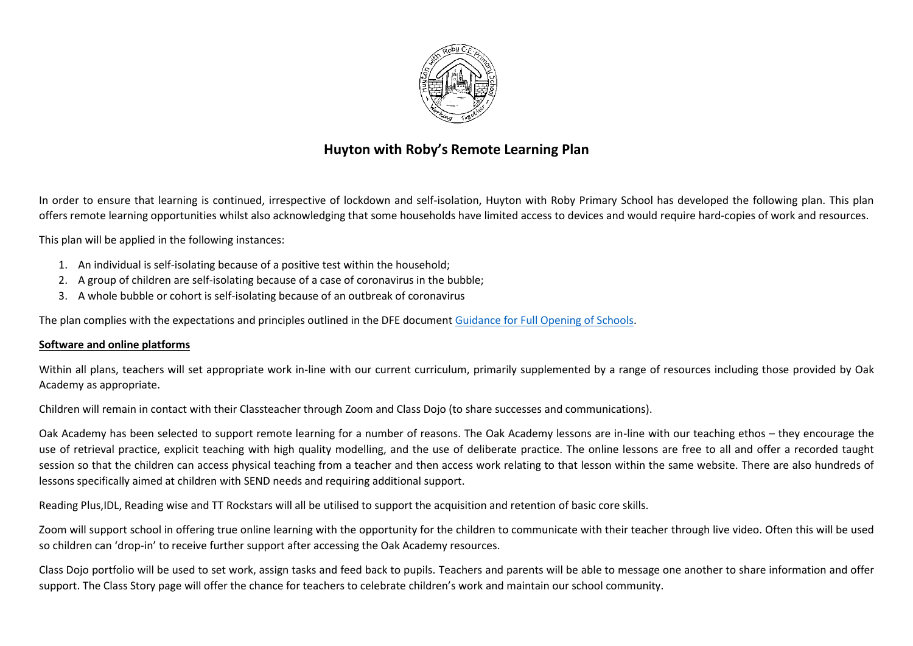# Huyton with Roby's Remote Learning Plan

In order to ensure that learning is continued, irrespective of lockdown and self-isolation, Huyton with Roby Primary School has developed the following plan. This plan offers remote learning opportunities whilst also acknowledging that some households have limited access to devices and would require hard-copies of work and resources.

This plan will be applied in the following instances:

1. An individual is self-isolating because of a positive test within the household;
2. A group of children are self-isolating because of a case of coronavirus in the bubble;
3. A whole bubble or cohort is self-isolating because of an outbreak of coronavirus

The plan complies with the expectations and principles outlined in the DFE document Guidance for Full Opening of Schools.

**Software and online platforms**

Within all plans, teachers will set appropriate work in-line with our current curriculum, primarily supplemented by a range of resources including those provided by Oak Academy as appropriate.

Children will remain in contact with their Classteacher through Zoom and Class Dojo (to share successes and communications).

Oak Academy has been selected to support remote learning for a number of reasons. The Oak Academy lessons are in-line with our teaching ethos – they encourage the use of retrieval practice, explicit teaching with high quality modelling, and the use of deliberate practice. The online lessons are free to all and offer a recorded taught session so that the children can access physical teaching from a teacher and then access work relating to that lesson within the same website. There are also hundreds of lessons specifically aimed at children with SEND needs and requiring additional support.

Reading Plus,IDL, Reading wise and TT Rockstars will all be utilised to support the acquisition and retention of basic core skills.

Zoom will support school in offering true online learning with the opportunity for the children to communicate with their teacher through live video. Often this will be used so children can 'drop-in' to receive further support after accessing the Oak Academy resources.

Class Dojo portfolio will be used to set work, assign tasks and feed back to pupils. Teachers and parents will be able to message one another to share information and offer support. The Class Story page will offer the chance for teachers to celebrate children's work and maintain our school community.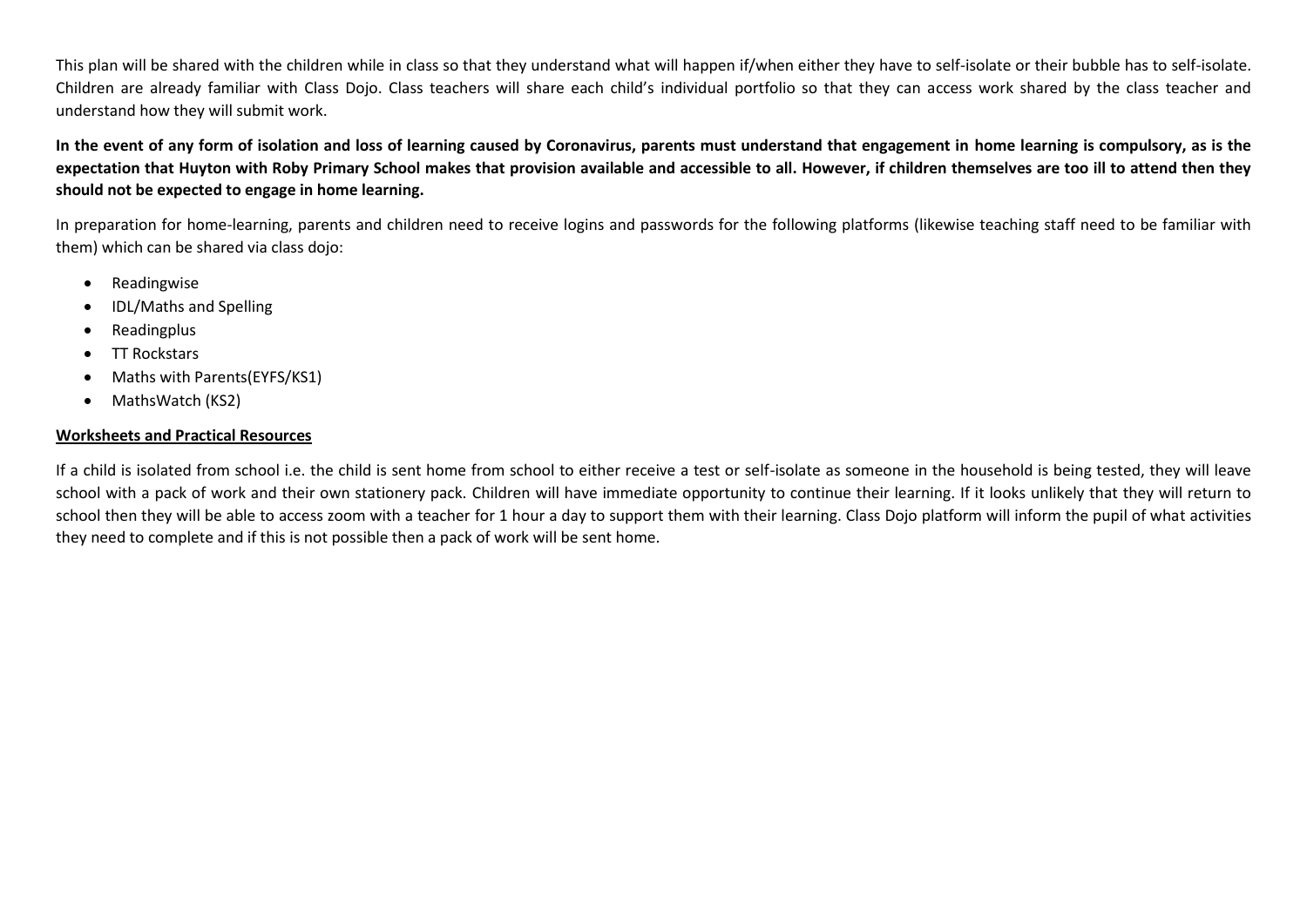This plan will be shared with the children while in class so that they understand what will happen if/when either they have to self-isolate or their bubble has to self-isolate. Children are already familiar with Class Dojo. Class teachers will share each child's individual portfolio so that they can access work shared by the class teacher and understand how they will submit work.

**In the event of any form of isolation and loss of learning caused by Coronavirus, parents must understand that engagement in home learning is compulsory, as is the expectation that Huyton with Roby Primary School makes that provision available and accessible to all. However, if children themselves are too ill to attend then they should not be expected to engage in home learning.**

In preparation for home-learning, parents and children need to receive logins and passwords for the following platforms (likewise teaching staff need to be familiar with them) which can be shared via class dojo:

- Readingwise
- IDL/Maths and Spelling
- Readingplus
- TT Rockstars
- Maths with Parents(EYFS/KS1)
- MathsWatch (KS2)

**Worksheets and Practical Resources**

If a child is isolated from school i.e. the child is sent home from school to either receive a test or self-isolate as someone in the household is being tested, they will leave school with a pack of work and their own stationery pack. Children will have immediate opportunity to continue their learning. If it looks unlikely that they will return to school then they will be able to access zoom with a teacher for 1 hour a day to support them with their learning. Class Dojo platform will inform the pupil of what activities they need to complete and if this is not possible then a pack of work will be sent home.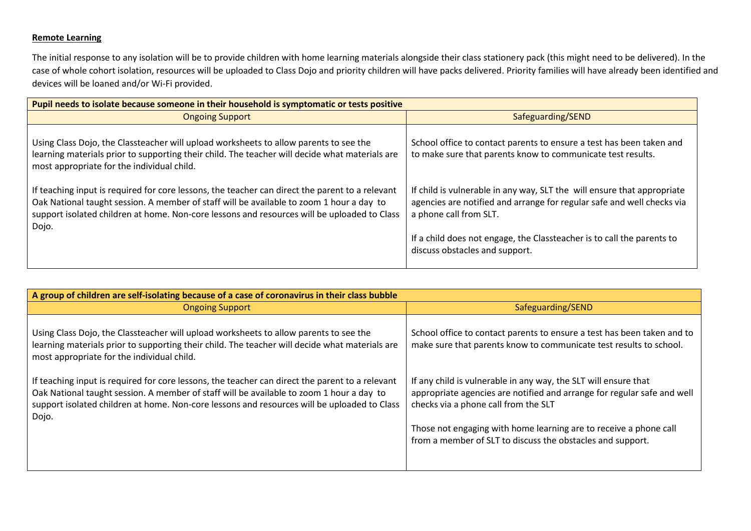**Remote Learning**

The initial response to any isolation will be to provide children with home learning materials alongside their class stationery pack (this might need to be delivered). In the case of whole cohort isolation, resources will be uploaded to Class Dojo and priority children will have packs delivered. Priority families will have already been identified and devices will be loaned and/or Wi-Fi provided.

| **Pupil needs to isolate because someone in their household is symptomatic or tests positive** | |
|---|---|
| Ongoing Support | Safeguarding/SEND |
| Using Class Dojo, the Classteacher will upload worksheets to allow parents to see the learning materials prior to supporting their child. The teacher will decide what materials are most appropriate for the individual child.<br><br>If teaching input is required for core lessons, the teacher can direct the parent to a relevant Oak National taught session. A member of staff will be available to zoom 1 hour a day to support isolated children at home. Non-core lessons and resources will be uploaded to Class Dojo. | School office to contact parents to ensure a test has been taken and to make sure that parents know to communicate test results.<br><br>If child is vulnerable in any way, SLT the will ensure that appropriate agencies are notified and arrange for regular safe and well checks via a phone call from SLT.<br><br>If a child does not engage, the Classteacher is to call the parents to discuss obstacles and support. |

| **A group of children are self-isolating because of a case of coronavirus in their class bubble** | |
|---|---|
| Ongoing Support | Safeguarding/SEND |
| Using Class Dojo, the Classteacher will upload worksheets to allow parents to see the learning materials prior to supporting their child. The teacher will decide what materials are most appropriate for the individual child.<br><br>If teaching input is required for core lessons, the teacher can direct the parent to a relevant Oak National taught session. A member of staff will be available to zoom 1 hour a day to support isolated children at home. Non-core lessons and resources will be uploaded to Class Dojo. | School office to contact parents to ensure a test has been taken and to make sure that parents know to communicate test results to school.<br><br>If any child is vulnerable in any way, the SLT will ensure that appropriate agencies are notified and arrange for regular safe and well checks via a phone call from the SLT<br><br>Those not engaging with home learning are to receive a phone call from a member of SLT to discuss the obstacles and support. |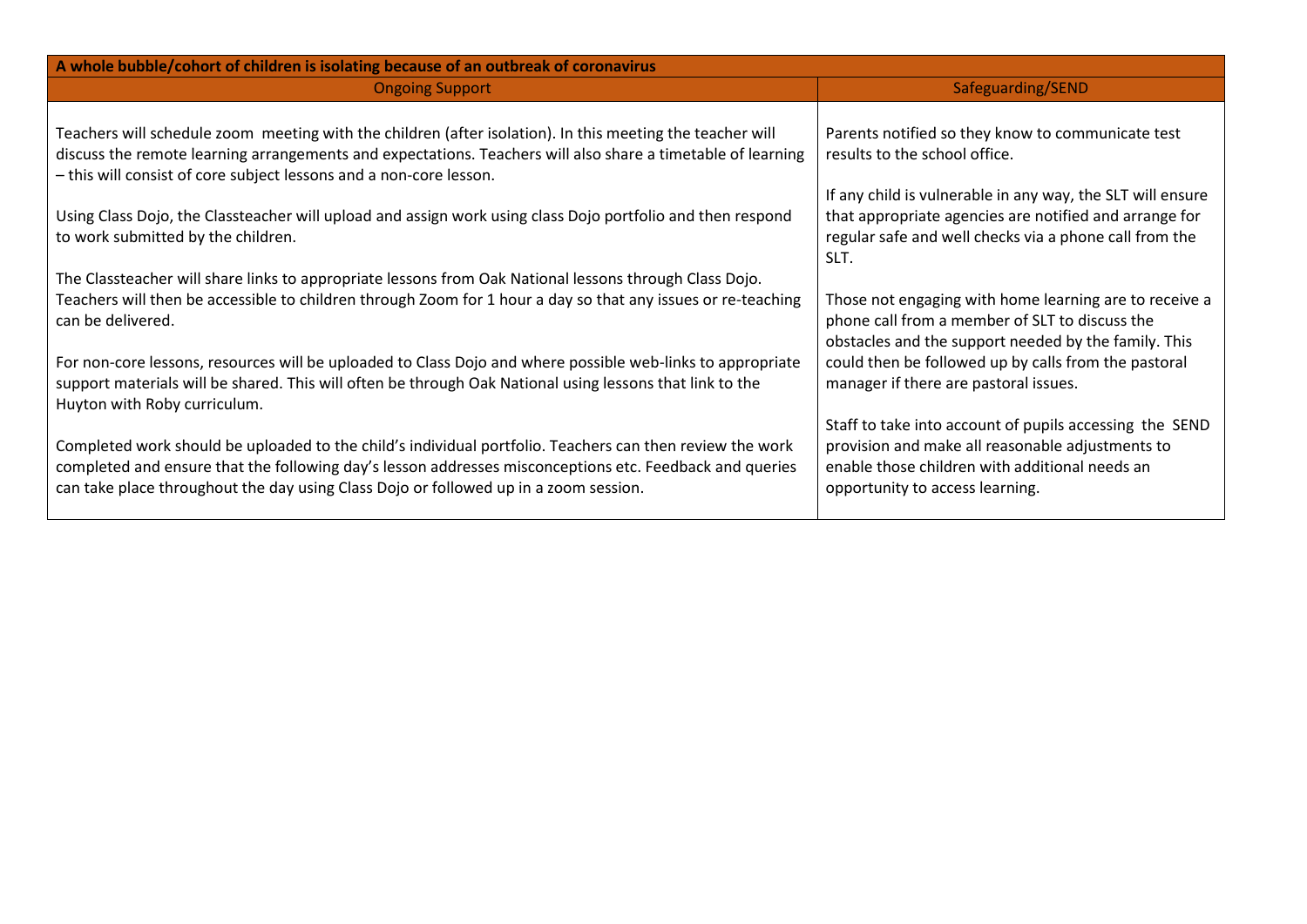| A whole bubble/cohort of children is isolating because of an outbreak of coronavirus | |
|---|---|
| Ongoing Support | Safeguarding/SEND |
| Teachers will schedule zoom meeting with the children (after isolation). In this meeting the teacher will discuss the remote learning arrangements and expectations. Teachers will also share a timetable of learning – this will consist of core subject lessons and a non-core lesson.<br><br>Using Class Dojo, the Classteacher will upload and assign work using class Dojo portfolio and then respond to work submitted by the children.<br><br>The Classteacher will share links to appropriate lessons from Oak National lessons through Class Dojo. Teachers will then be accessible to children through Zoom for 1 hour a day so that any issues or re-teaching can be delivered.<br><br>For non-core lessons, resources will be uploaded to Class Dojo and where possible web-links to appropriate support materials will be shared. This will often be through Oak National using lessons that link to the Huyton with Roby curriculum.<br><br>Completed work should be uploaded to the child's individual portfolio. Teachers can then review the work completed and ensure that the following day's lesson addresses misconceptions etc. Feedback and queries can take place throughout the day using Class Dojo or followed up in a zoom session. | Parents notified so they know to communicate test results to the school office.<br><br>If any child is vulnerable in any way, the SLT will ensure that appropriate agencies are notified and arrange for regular safe and well checks via a phone call from the SLT.<br><br>Those not engaging with home learning are to receive a phone call from a member of SLT to discuss the obstacles and the support needed by the family. This could then be followed up by calls from the pastoral manager if there are pastoral issues.<br><br>Staff to take into account of pupils accessing the SEND provision and make all reasonable adjustments to enable those children with additional needs an opportunity to access learning. |